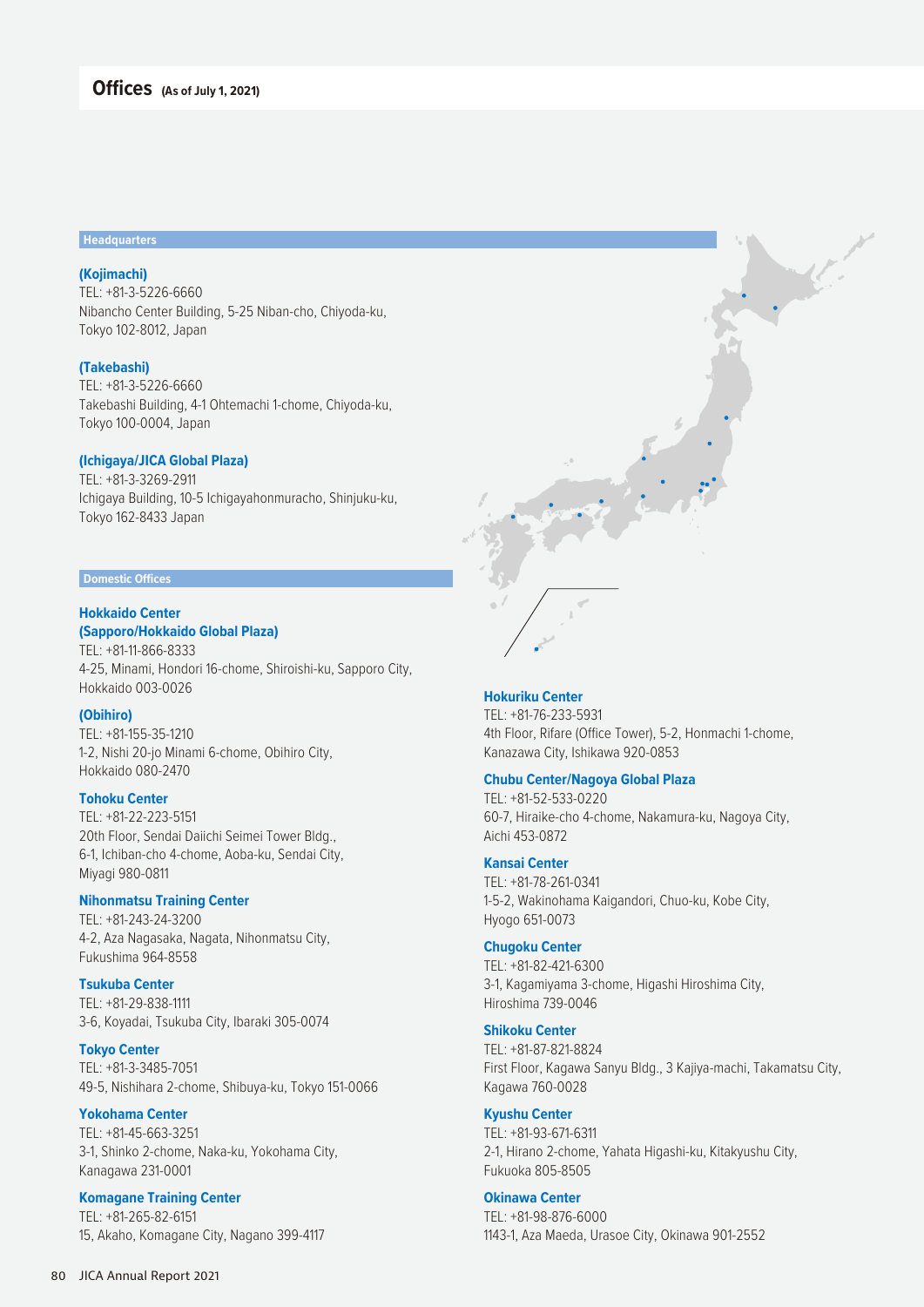# Offices (As of July 1, 2021)

## Headquarters

**(Kojimachi)**
TEL: +81-3-5226-6660
Nibancho Center Building, 5-25 Niban-cho, Chiyoda-ku, Tokyo 102-8012, Japan

**(Takebashi)**
TEL: +81-3-5226-6660
Takebashi Building, 4-1 Ohtemachi 1-chome, Chiyoda-ku, Tokyo 100-0004, Japan

**(Ichigaya/JICA Global Plaza)**
TEL: +81-3-3269-2911
Ichigaya Building, 10-5 Ichigayahonmuracho, Shinjuku-ku, Tokyo 162-8433 Japan

## Domestic Offices

**Hokkaido Center (Sapporo/Hokkaido Global Plaza)**
TEL: +81-11-866-8333
4-25, Minami, Hondori 16-chome, Shiroishi-ku, Sapporo City, Hokkaido 003-0026

**(Obihiro)**
TEL: +81-155-35-1210
1-2, Nishi 20-jo Minami 6-chome, Obihiro City, Hokkaido 080-2470

**Tohoku Center**
TEL: +81-22-223-5151
20th Floor, Sendai Daiichi Seimei Tower Bldg., 6-1, Ichiban-cho 4-chome, Aoba-ku, Sendai City, Miyagi 980-0811

**Nihonmatsu Training Center**
TEL: +81-243-24-3200
4-2, Aza Nagasaka, Nagata, Nihonmatsu City, Fukushima 964-8558

**Tsukuba Center**
TEL: +81-29-838-1111
3-6, Koyadai, Tsukuba City, Ibaraki 305-0074

**Tokyo Center**
TEL: +81-3-3485-7051
49-5, Nishihara 2-chome, Shibuya-ku, Tokyo 151-0066

**Yokohama Center**
TEL: +81-45-663-3251
3-1, Shinko 2-chome, Naka-ku, Yokohama City, Kanagawa 231-0001

**Komagane Training Center**
TEL: +81-265-82-6151
15, Akaho, Komagane City, Nagano 399-4117

**Hokuriku Center**
TEL: +81-76-233-5931
4th Floor, Rifare (Office Tower), 5-2, Honmachi 1-chome, Kanazawa City, Ishikawa 920-0853

**Chubu Center/Nagoya Global Plaza**
TEL: +81-52-533-0220
60-7, Hiraike-cho 4-chome, Nakamura-ku, Nagoya City, Aichi 453-0872

**Kansai Center**
TEL: +81-78-261-0341
1-5-2, Wakinohama Kaigandori, Chuo-ku, Kobe City, Hyogo 651-0073

**Chugoku Center**
TEL: +81-82-421-6300
3-1, Kagamiyama 3-chome, Higashi Hiroshima City, Hiroshima 739-0046

**Shikoku Center**
TEL: +81-87-821-8824
First Floor, Kagawa Sanyu Bldg., 3 Kajiya-machi, Takamatsu City, Kagawa 760-0028

**Kyushu Center**
TEL: +81-93-671-6311
2-1, Hirano 2-chome, Yahata Higashi-ku, Kitakyushu City, Fukuoka 805-8505

**Okinawa Center**
TEL: +81-98-876-6000
1143-1, Aza Maeda, Urasoe City, Okinawa 901-2552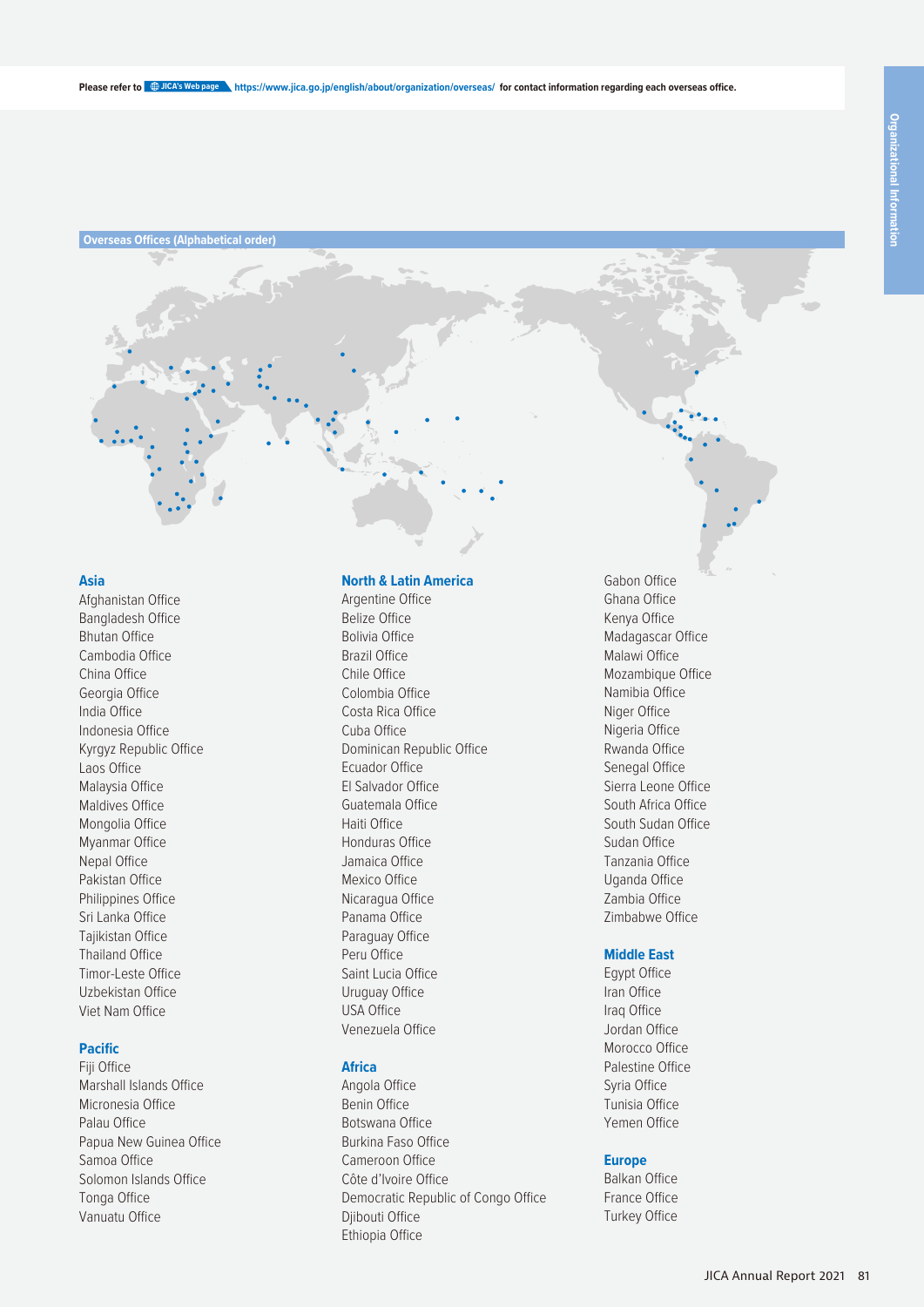Please refer to JICA's Web page https://www.jica.go.jp/english/about/organization/overseas/ for contact information regarding each overseas office.

## Overseas Offices (Alphabetical order)

### Asia

Afghanistan Office
Bangladesh Office
Bhutan Office
Cambodia Office
China Office
Georgia Office
India Office
Indonesia Office
Kyrgyz Republic Office
Laos Office
Malaysia Office
Maldives Office
Mongolia Office
Myanmar Office
Nepal Office
Pakistan Office
Philippines Office
Sri Lanka Office
Tajikistan Office
Thailand Office
Timor-Leste Office
Uzbekistan Office
Viet Nam Office

### Pacific

Fiji Office
Marshall Islands Office
Micronesia Office
Palau Office
Papua New Guinea Office
Samoa Office
Solomon Islands Office
Tonga Office
Vanuatu Office

### North & Latin America

Argentine Office
Belize Office
Bolivia Office
Brazil Office
Chile Office
Colombia Office
Costa Rica Office
Cuba Office
Dominican Republic Office
Ecuador Office
El Salvador Office
Guatemala Office
Haiti Office
Honduras Office
Jamaica Office
Mexico Office
Nicaragua Office
Panama Office
Paraguay Office
Peru Office
Saint Lucia Office
Uruguay Office
USA Office
Venezuela Office

### Africa

Angola Office
Benin Office
Botswana Office
Burkina Faso Office
Cameroon Office
Côte d'Ivoire Office
Democratic Republic of Congo Office
Djibouti Office
Ethiopia Office
Gabon Office
Ghana Office
Kenya Office
Madagascar Office
Malawi Office
Mozambique Office
Namibia Office
Niger Office
Nigeria Office
Rwanda Office
Senegal Office
Sierra Leone Office
South Africa Office
South Sudan Office
Sudan Office
Tanzania Office
Uganda Office
Zambia Office
Zimbabwe Office

### Middle East

Egypt Office
Iran Office
Iraq Office
Jordan Office
Morocco Office
Palestine Office
Syria Office
Tunisia Office
Yemen Office

### Europe

Balkan Office
France Office
Turkey Office